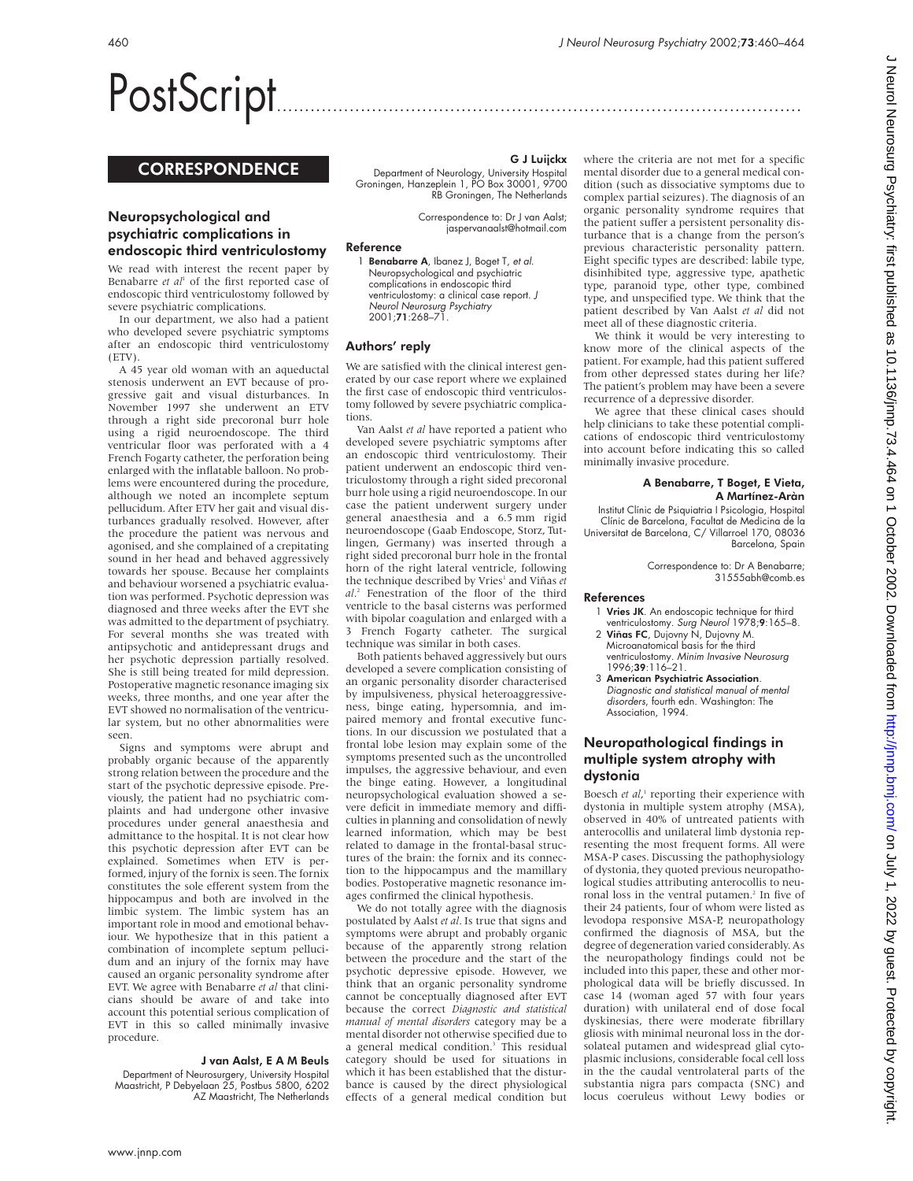# PostScript

## CORRESPONDENCE

### Neuropsychological and psychiatric complications in endoscopic third ventriculostomy

We read with interest the recent paper by Benabarre *et al*[1] of the first reported case of endoscopic third ventriculostomy followed by severe psychiatric complications.

In our department, we also had a patient who developed severe psychiatric symptoms after an endoscopic third ventriculostomy (ETV).

A 45 year old woman with an aqueductal stenosis underwent an EVT because of progressive gait and visual disturbances. In November 1997 she underwent an ETV through a right side precoronal burr hole using a rigid neuroendoscope. The third ventricular floor was perforated with a 4 French Fogarty catheter, the perforation being enlarged with the inflatable balloon. No problems were encountered during the procedure, although we noted an incomplete septum pellucidum. After ETV her gait and visual disturbances gradually resolved. However, after the procedure the patient was nervous and agonised, and she complained of a crepitating sound in her head and behaved aggressively towards her spouse. Because her complaints and behaviour worsened a psychiatric evaluation was performed. Psychotic depression was diagnosed and three weeks after the EVT she was admitted to the department of psychiatry. For several months she was treated with antipsychotic and antidepressant drugs and her psychotic depression partially resolved. She is still being treated for mild depression. Postoperative magnetic resonance imaging six weeks, three months, and one year after the EVT showed no normalisation of the ventricular system, but no other abnormalities were seen.

Signs and symptoms were abrupt and probably organic because of the apparently strong relation between the procedure and the start of the psychotic depressive episode. Previously, the patient had no psychiatric complaints and had undergone other invasive procedures under general anaesthesia and admittance to the hospital. It is not clear how this psychotic depression after EVT can be explained. Sometimes when ETV is performed, injury of the fornix is seen. The fornix constitutes the sole efferent system from the hippocampus and both are involved in the limbic system. The limbic system has an important role in mood and emotional behaviour. We hypothesize that in this patient a combination of incomplete septum pellucidum and an injury of the fornix may have caused an organic personality syndrome after EVT. We agree with Benabarre *et al* that clinicians should be aware of and take into account this potential serious complication of EVT in this so called minimally invasive procedure.

**J van Aalst, E A M Beuls**

Department of Neurosurgery, University Hospital Maastricht, P Debyelaan 25, Postbus 5800, 6202 AZ Maastricht, The Netherlands

**G J Luijckx**

Department of Neurology, University Hospital Groningen, Hanzeplein 1, PO Box 30001, 9700 RB Groningen, The Netherlands

Correspondence to: Dr J van Aalst; jaspervanaalst@hotmail.com

#### Reference

1 **Benabarre A**, Ibanez J, Boget T, *et al*. Neuropsychological and psychiatric complications in endoscopic third ventriculostomy: a clinical case report. *J Neurol Neurosurg Psychiatry* 2001;**71**:268–71.

### Authors' reply

We are satisfied with the clinical interest generated by our case report where we explained the first case of endoscopic third ventriculostomy followed by severe psychiatric complications.

Van Aalst *et al* have reported a patient who developed severe psychiatric symptoms after an endoscopic third ventriculostomy. Their patient underwent an endoscopic third ventriculostomy through a right sided precoronal burr hole using a rigid neuroendoscope. In our case the patient underwent surgery under general anaesthesia and a 6.5 mm rigid neuroendoscope (Gaab Endoscope, Storz, Tuttlingen, Germany) was inserted through a right sided precoronal burr hole in the frontal horn of the right lateral ventricle, following the technique described by Vries[1] and Viñas *et al*.[2] Fenestration of the floor of the third ventricle to the basal cisterns was performed with bipolar coagulation and enlarged with a 3 French Fogarty catheter. The surgical technique was similar in both cases.

Both patients behaved aggressively but ours developed a severe complication consisting of an organic personality disorder characterised by impulsiveness, physical heteroaggressiveness, binge eating, hypersomnia, and impaired memory and frontal executive functions. In our discussion we postulated that a frontal lobe lesion may explain some of the symptoms presented such as the uncontrolled impulses, the aggressive behaviour, and even the binge eating. However, a longitudinal neuropsychological evaluation showed a severe deficit in immediate memory and difficulties in planning and consolidation of newly learned information, which may be best related to damage in the frontal-basal structures of the brain: the fornix and its connection to the hippocampus and the mamillary bodies. Postoperative magnetic resonance images confirmed the clinical hypothesis.

We do not totally agree with the diagnosis postulated by Aalst *et al*. Is true that signs and symptoms were abrupt and probably organic because of the apparently strong relation between the procedure and the start of the psychotic depressive episode. However, we think that an organic personality syndrome cannot be conceptually diagnosed after EVT because the correct *Diagnostic and statistical manual of mental disorders* category may be a mental disorder not otherwise specified due to a general medical condition.[3] This residual category should be used for situations in which it has been established that the disturbance is caused by the direct physiological effects of a general medical condition but where the criteria are not met for a specific mental disorder due to a general medical condition (such as dissociative symptoms due to complex partial seizures). The diagnosis of an organic personality syndrome requires that the patient suffer a persistent personality disturbance that is a change from the person's previous characteristic personality pattern. Eight specific types are described: labile type, disinhibited type, aggressive type, apathetic type, paranoid type, other type, combined type, and unspecified type. We think that the patient described by Van Aalst *et al* did not meet all of these diagnostic criteria.

We think it would be very interesting to know more of the clinical aspects of the patient. For example, had this patient suffered from other depressed states during her life? The patient's problem may have been a severe recurrence of a depressive disorder.

We agree that these clinical cases should help clinicians to take these potential complications of endoscopic third ventriculostomy into account before indicating this so called minimally invasive procedure.

**A Benabarre, T Boget, E Vieta, A Martínez-Aràn**

Institut Clínic de Psiquiatria I Psicologia, Hospital Clínic de Barcelona, Facultat de Medicina de la Universitat de Barcelona, C/ Villarroel 170, 08036 Barcelona, Spain

Correspondence to: Dr A Benabarre; 31555abh@comb.es

#### References

1 **Vries JK**. An endoscopic technique for third ventriculostomy. *Surg Neurol* 1978;**9**:165–8.

2 **Viñas FC**, Dujovny N, Dujovny M. Microanatomical basis for the third ventriculostomy. *Minim Invasive Neurosurg* 1996;**39**:116–21.

3 **American Psychiatric Association**. *Diagnostic and statistical manual of mental disorders*, fourth edn. Washington: The Association, 1994.

### Neuropathological findings in multiple system atrophy with dystonia

Boesch *et al*,[1] reporting their experience with dystonia in multiple system atrophy (MSA), observed in 40% of untreated patients with anterocollis and unilateral limb dystonia representing the most frequent forms. All were MSA-P cases. Discussing the pathophysiology of dystonia, they quoted previous neuropathological studies attributing anterocollis to neuronal loss in the ventral putamen.[2] In five of their 24 patients, four of whom were listed as levodopa responsive MSA-P, neuropathology confirmed the diagnosis of MSA, but the degree of degeneration varied considerably. As the neuropathology findings could not be included into this paper, these and other morphological data will be briefly discussed. In case 14 (woman aged 57 with four years duration) with unilateral end of dose focal dyskinesias, there were moderate fibrillary gliosis with minimal neuronal loss in the dorsolateal putamen and widespread glial cytoplasmic inclusions, considerable focal cell loss in the the caudal ventrolateral parts of the substantia nigra pars compacta (SNC) and locus coeruleus without Lewy bodies or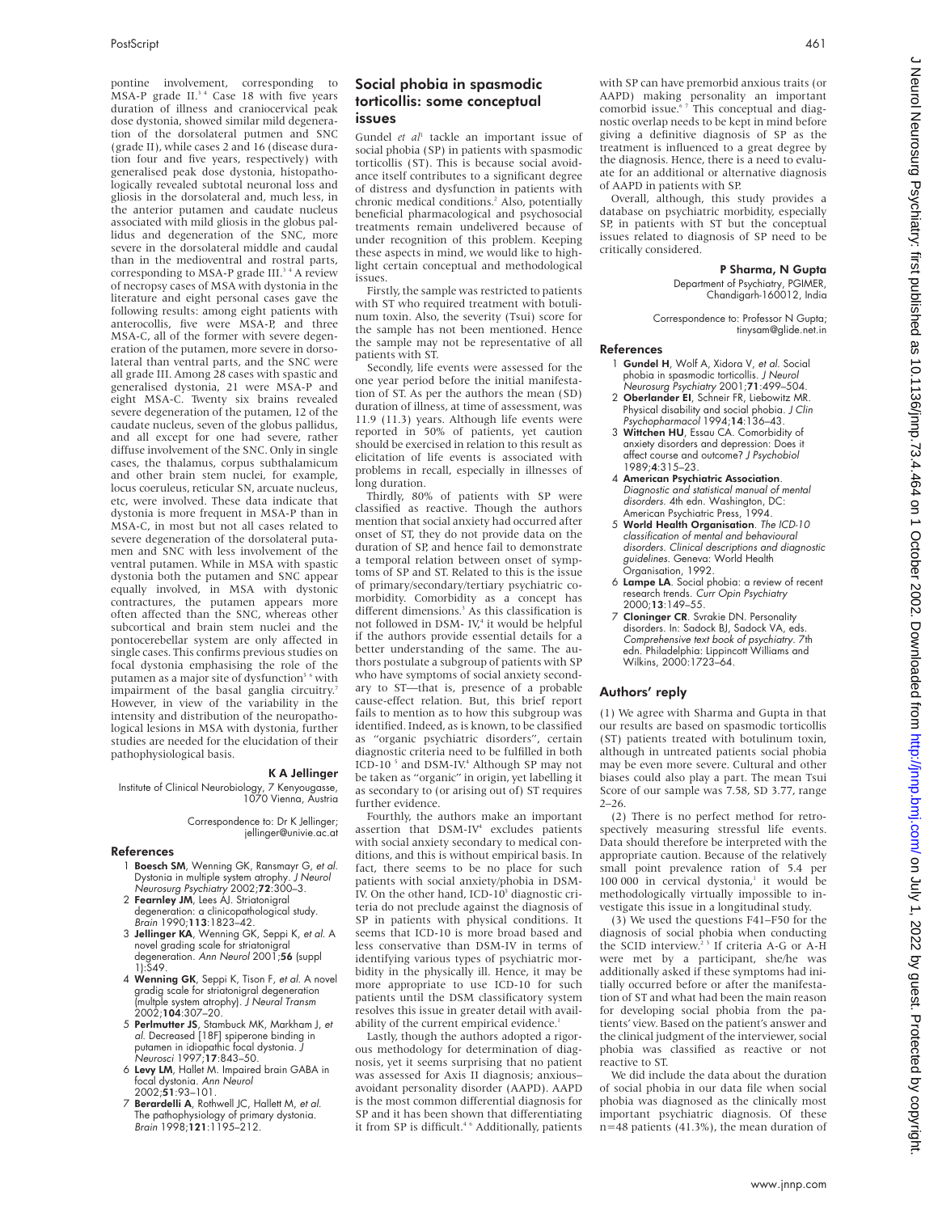pontine involvement, corresponding to MSA-P grade II.[3 4] Case 18 with five years duration of illness and craniocervical peak dose dystonia, showed similar mild degeneration of the dorsolateral putmen and SNC (grade II), while cases 2 and 16 (disease duration four and five years, respectively) with generalised peak dose dystonia, histopathologically revealed subtotal neuronal loss and gliosis in the dorsolateral and, much less, in the anterior putamen and caudate nucleus associated with mild gliosis in the globus pallidus and degeneration of the SNC, more severe in the dorsolateral middle and caudal than in the medioventral and rostral parts, corresponding to MSA-P grade III.[3 4] A review of necropsy cases of MSA with dystonia in the literature and eight personal cases gave the following results: among eight patients with anterocollis, five were MSA-P, and three MSA-C, all of the former with severe degeneration of the putamen, more severe in dorsolateral than ventral parts, and the SNC were all grade III. Among 28 cases with spastic and generalised dystonia, 21 were MSA-P and eight MSA-C. Twenty six brains revealed severe degeneration of the putamen, 12 of the caudate nucleus, seven of the globus pallidus, and all except for one had severe, rather diffuse involvement of the SNC. Only in single cases, the thalamus, corpus subthalamicum and other brain stem nuclei, for example, locus coeruleus, reticular SN, arcuate nucleus, etc, were involved. These data indicate that dystonia is more frequent in MSA-P than in MSA-C, in most but not all cases related to severe degeneration of the dorsolateral putamen and SNC with less involvement of the ventral putamen. While in MSA with spastic dystonia both the putamen and SNC appear equally involved, in MSA with dystonic contractures, the putamen appears more often affected than the SNC, whereas other subcortical and brain stem nuclei and the pontocerebellar system are only affected in single cases. This confirms previous studies on focal dystonia emphasising the role of the putamen as a major site of dysfunction[5 6] with impairment of the basal ganglia circuitry.[7] However, in view of the variability in the intensity and distribution of the neuropathological lesions in MSA with dystonia, further studies are needed for the elucidation of their pathophysiological basis.

**K A Jellinger**

Institute of Clinical Neurobiology, 7 Kenyougasse, 1070 Vienna, Austria

Correspondence to: Dr K Jellinger; jellinger@univie.ac.at

### References

1. **Boesch SM**, Wenning GK, Ransmayr G, *et al*. Dystonia in multiple system atrophy. *J Neurol Neurosurg Psychiatry* 2002;**72**:300–3.
2. **Fearnley JM**, Lees AJ. Striatonigral degeneration: a clinicopathological study. *Brain* 1990;**113**:1823–42.
3. **Jellinger KA**, Wenning GK, Seppi K, *et al*. A novel grading scale for striatonigral degeneration. *Ann Neurol* 2001;**56** (suppl 1):S49.
4. **Wenning GK**, Seppi K, Tison F, *et al*. A novel gradig scale for striatonigral degeneration (multple system atrophy). *J Neural Transm* 2002;**104**:307–20.
5. **Perlmutter JS**, Stambuck MK, Markham J, *et al*. Decreased [18F] spiperone binding in putamen in idiopathic focal dystonia. *J Neurosci* 1997;**17**:843–50.
6. **Levy LM**, Hallet M. Impaired brain GABA in focal dystonia. *Ann Neurol* 2002;**51**:93–101.
7. **Berardelli A**, Rothwell JC, Hallett M, *et al*. The pathophysiology of primary dystonia. *Brain* 1998;**121**:1195–212.

## Social phobia in spasmodic torticollis: some conceptual issues

Gundel *et al*[1] tackle an important issue of social phobia (SP) in patients with spasmodic torticollis (ST). This is because social avoidance itself contributes to a significant degree of distress and dysfunction in patients with chronic medical conditions.[2] Also, potentially beneficial pharmacological and psychosocial treatments remain undelivered because of under recognition of this problem. Keeping these aspects in mind, we would like to highlight certain conceptual and methodological issues.

Firstly, the sample was restricted to patients with ST who required treatment with botulinum toxin. Also, the severity (Tsui) score for the sample has not been mentioned. Hence the sample may not be representative of all patients with ST.

Secondly, life events were assessed for the one year period before the initial manifestation of ST. As per the authors the mean (SD) duration of illness, at time of assessment, was 11.9 (11.3) years. Although life events were reported in 50% of patients, yet caution should be exercised in relation to this result as elicitation of life events is associated with problems in recall, especially in illnesses of long duration.

Thirdly, 80% of patients with SP were classified as reactive. Though the authors mention that social anxiety had occurred after onset of ST, they do not provide data on the duration of SP, and hence fail to demonstrate a temporal relation between onset of symptoms of SP and ST. Related to this is the issue of primary/secondary/tertiary psychiatric comorbidity. Comorbidity as a concept has different dimensions.[3] As this classification is not followed in DSM- IV,[4] it would be helpful if the authors provide essential details for a better understanding of the same. The authors postulate a subgroup of patients with SP who have symptoms of social anxiety secondary to ST—that is, presence of a probable cause-effect relation. But, this brief report fails to mention as to how this subgroup was identified. Indeed, as is known, to be classified as "organic psychiatric disorders", certain diagnostic criteria need to be fulfilled in both ICD-10 [5] and DSM-IV.[4] Although SP may not be taken as "organic" in origin, yet labelling it as secondary to (or arising out of) ST requires further evidence.

Fourthly, the authors make an important assertion that DSM-IV[4] excludes patients with social anxiety secondary to medical conditions, and this is without empirical basis. In fact, there seems to be no place for such patients with social anxiety/phobia in DSM-IV. On the other hand, ICD-10[5] diagnostic criteria do not preclude against the diagnosis of SP in patients with physical conditions. It seems that ICD-10 is more broad based and less conservative than DSM-IV in terms of identifying various types of psychiatric morbidity in the physically ill. Hence, it may be more appropriate to use ICD-10 for such patients until the DSM classificatory system resolves this issue in greater detail with availability of the current empirical evidence.[1]

Lastly, though the authors adopted a rigorous methodology for determination of diagnosis, yet it seems surprising that no patient was assessed for Axis II diagnosis; anxious–avoidant personality disorder (AAPD). AAPD is the most common differential diagnosis for SP and it has been shown that differentiating it from SP is difficult.[4 6] Additionally, patients with SP can have premorbid anxious traits (or AAPD) making personality an important comorbid issue.[6 7] This conceptual and diagnostic overlap needs to be kept in mind before giving a definitive diagnosis of SP as the treatment is influenced to a great degree by the diagnosis. Hence, there is a need to evaluate for an additional or alternative diagnosis of AAPD in patients with SP.

Overall, although, this study provides a database on psychiatric morbidity, especially SP, in patients with ST but the conceptual issues related to diagnosis of SP need to be critically considered.

**P Sharma, N Gupta**

Department of Psychiatry, PGIMER, Chandigarh-160012, India

Correspondence to: Professor N Gupta; tinysam@glide.net.in

### References

1. **Gundel H**, Wolf A, Xidora V, *et al*. Social phobia in spasmodic torticollis. *J Neurol Neurosurg Psychiatry* 2001;**71**:499–504.
2. **Oberlander EI**, Schneir FR, Liebowitz MR. Physical disability and social phobia. *J Clin Psychopharmacol* 1994;**14**:136–43.
3. **Wittchen HU**, Essau CA. Comorbidity of anxiety disorders and depression: Does it affect course and outcome? *J Psychobiol* 1989;**4**:315–23.
4. **American Psychiatric Association**. *Diagnostic and statistical manual of mental disorders*. 4th edn. Washington, DC: American Psychiatric Press, 1994.
5. **World Health Organisation**. *The ICD-10 classification of mental and behavioural disorders. Clinical descriptions and diagnostic guidelines*. Geneva: World Health Organisation, 1992.
6. **Lampe LA**. Social phobia: a review of recent research trends. *Curr Opin Psychiatry* 2000;**13**:149–55.
7. **Cloninger CR**. Svrakie DN. Personality disorders. In: Sadock BJ, Sadock VA, eds. *Comprehensive text book of psychiatry*. 7th edn. Philadelphia: Lippincott Williams and Wilkins, 2000:1723–64.

## Authors' reply

(1) We agree with Sharma and Gupta in that our results are based on spasmodic torticollis (ST) patients treated with botulinum toxin, although in untreated patients social phobia may be even more severe. Cultural and other biases could also play a part. The mean Tsui Score of our sample was 7.58, SD 3.77, range 2–26.

(2) There is no perfect method for retrospectively measuring stressful life events. Data should therefore be interpreted with the appropriate caution. Because of the relatively small point prevalence ration of 5.4 per 100 000 in cervical dystonia,[1] it would be methodologically virtually impossible to investigate this issue in a longitudinal study.

(3) We used the questions F41–F50 for the diagnosis of social phobia when conducting the SCID interview.[2 3] If criteria A-G or A-H were met by a participant, she/he was additionally asked if these symptoms had initially occurred before or after the manifestation of ST and what had been the main reason for developing social phobia from the patients' view. Based on the patient's answer and the clinical judgment of the interviewer, social phobia was classified as reactive or not reactive to ST.

We did include the data about the duration of social phobia in our data file when social phobia was diagnosed as the clinically most important psychiatric diagnosis. Of these n=48 patients (41.3%), the mean duration of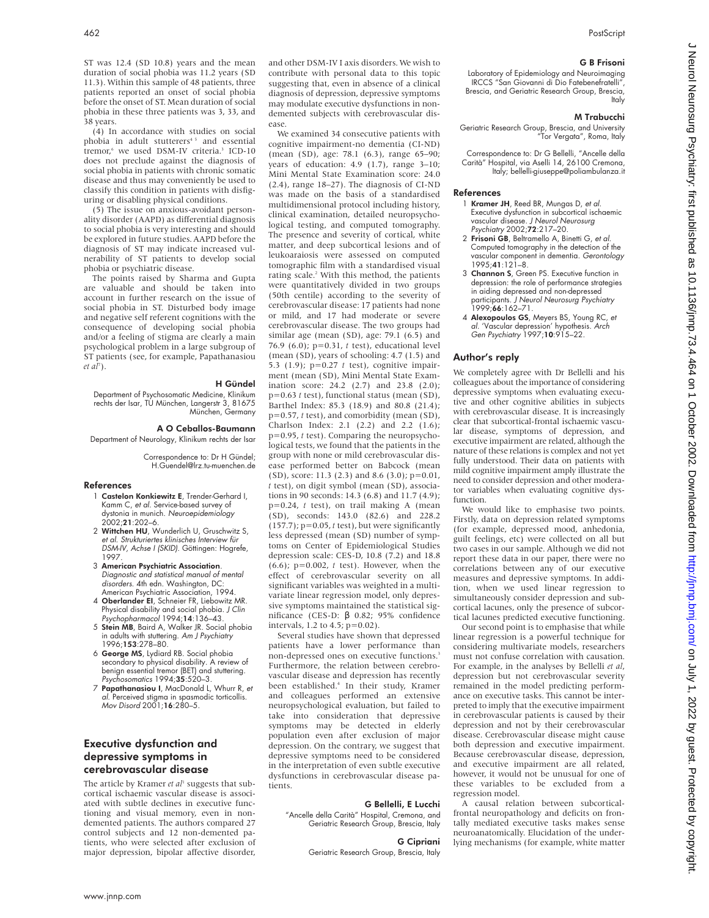ST was 12.4 (SD 10.8) years and the mean duration of social phobia was 11.2 years (SD 11.3). Within this sample of 48 patients, three patients reported an onset of social phobia before the onset of ST. Mean duration of social phobia in these three patients was 3, 33, and 38 years.

(4) In accordance with studies on social phobia in adult stutterers[4 5] and essential tremor,[6] we used DSM-IV criteria.[3] ICD-10 does not preclude against the diagnosis of social phobia in patients with chronic somatic disease and thus may conveniently be used to classify this condition in patients with disfiguring or disabling physical conditions.

(5) The issue on anxious-avoidant personality disorder (AAPD) as differential diagnosis to social phobia is very interesting and should be explored in future studies. AAPD before the diagnosis of ST may indicate increased vulnerability of ST patients to develop social phobia or psychiatric disease.

The points raised by Sharma and Gupta are valuable and should be taken into account in further research on the issue of social phobia in ST. Disturbed body image and negative self referent cognitions with the consequence of developing social phobia and/or a feeling of stigma are clearly a main psychological problem in a large subgroup of ST patients (see, for example, Papathanasiou *et al*[7]).

**H Gündel**
Department of Psychosomatic Medicine, Klinikum rechts der Isar, TU München, Langerstr 3, 81675 München, Germany

**A O Ceballos-Baumann**
Department of Neurology, Klinikum rechts der Isar

Correspondence to: Dr H Gündel; H.Guendel@lrz.tu-muenchen.de

### References

1. **Castelon Konkiewitz E**, Trender-Gerhard I, Kamm C, *et al*. Service-based survey of dystonia in munich. *Neuroepidemiology* 2002;**21**:202–6.
2. **Wittchen HU**, Wunderlich U, Gruschwitz S, *et al*. *Strukturiertes klinisches Interview für DSM-IV, Achse I (SKID)*. Göttingen: Hogrefe, 1997.
3. **American Psychiatric Association**. *Diagnostic and statistical manual of mental disorders*. 4th edn. Washington, DC: American Psychiatric Association, 1994.
4. **Oberlander EI**, Schneier FR, Liebowitz MR. Physical disability and social phobia. *J Clin Psychopharmacol* 1994;**14**:136–43.
5. **Stein MB**, Baird A, Walker JR. Social phobia in adults with stuttering. *Am J Psychiatry* 1996;**153**:278–80.
6. **George MS**, Lydiard RB. Social phobia secondary to physical disability. A review of benign essential tremor (BET) and stuttering. *Psychosomatics* 1994;**35**:520–3.
7. **Papathanasiou I**, MacDonald L, Whurr R, *et al*. Perceived stigma in spasmodic torticollis. *Mov Disord* 2001;**16**:280–5.

## Executive dysfunction and depressive symptoms in cerebrovascular disease

The article by Kramer *et al*[1] suggests that subcortical ischaemic vascular disease is associated with subtle declines in executive functioning and visual memory, even in non-demented patients. The authors compared 27 control subjects and 12 non-demented patients, who were selected after exclusion of major depression, bipolar affective disorder, and other DSM-IV I axis disorders. We wish to contribute with personal data to this topic suggesting that, even in absence of a clinical diagnosis of depression, depressive symptoms may modulate executive dysfunctions in non-demented subjects with cerebrovascular disease.

We examined 34 consecutive patients with cognitive impairment-no dementia (CI-ND) (mean (SD), age: 78.1 (6.3), range 65–90; years of education: 4.9 (1.7), range 3–10; Mini Mental State Examination score: 24.0 (2.4), range 18–27). The diagnosis of CI-ND was made on the basis of a standardised multidimensional protocol including history, clinical examination, detailed neuropsychological testing, and computed tomography. The presence and severity of cortical, white matter, and deep subcortical lesions and of leukoaraiosis were assessed on computed tomographic film with a standardised visual rating scale.[2] With this method, the patients were quantitatively divided in two groups (50th centile) according to the severity of cerebrovascular disease: 17 patients had none or mild, and 17 had moderate or severe cerebrovascular disease. The two groups had similar age (mean (SD), age: 79.1 (6.5) and 76.9 (6.0); p=0.31, *t* test), educational level (mean (SD), years of schooling: 4.7 (1.5) and 5.3 (1.9); p=0.27 *t* test), cognitive impairment (mean (SD), Mini Mental State Examination score: 24.2 (2.7) and 23.8 (2.0); p=0.63 *t* test), functional status (mean (SD), Barthel Index: 85.3 (18.9) and 80.8 (21.4); p=0.57, *t* test), and comorbidity (mean (SD), Charlson Index: 2.1 (2.2) and 2.2 (1.6); p=0.95, *t* test). Comparing the neuropsychological tests, we found that the patients in the group with none or mild cerebrovascular disease performed better on Babcock (mean (SD), score: 11.3 (2.3) and 8.6 (3.0); p=0.01, *t* test), on digit symbol (mean (SD), associations in 90 seconds: 14.3 (6.8) and 11.7 (4.9); p=0.24, *t* test), on trail making A (mean (SD), seconds: 143.0 (82.6) and 228.2 (157.7); p=0.05, *t* test), but were significantly less depressed (mean (SD) number of symptoms on Center of Epidemiological Studies depression scale: CES-D, 10.8 (7.2) and 18.8 (6.6); p=0.002, *t* test). However, when the effect of cerebrovascular severity on all significant variables was weighted in a multivariate linear regression model, only depressive symptoms maintained the statistical significance (CES-D: β 0.82; 95% confidence intervals, 1.2 to 4.5; p=0.02).

Several studies have shown that depressed patients have a lower performance than non-depressed ones on executive functions.[3] Furthermore, the relation between cerebrovascular disease and depression has recently been established.[4] In their study, Kramer and colleagues performed an extensive neuropsychological evaluation, but failed to take into consideration that depressive symptoms may be detected in elderly population even after exclusion of major depression. On the contrary, we suggest that depressive symptoms need to be considered in the interpretation of even subtle executive dysfunctions in cerebrovascular disease patients.

**G Bellelli, E Lucchi**
"Ancelle della Carità" Hospital, Cremona, and Geriatric Research Group, Brescia, Italy

**G Cipriani**
Geriatric Research Group, Brescia, Italy

**G B Frisoni**
Laboratory of Epidemiology and Neuroimaging IRCCS "San Giovanni di Dio Fatebenefratelli", Brescia, and Geriatric Research Group, Brescia, Italy

**M Trabucchi**
Geriatric Research Group, Brescia, and University "Tor Vergata", Roma, Italy

Correspondence to: Dr G Bellelli, "Ancelle della Carità" Hospital, via Aselli 14, 26100 Cremona, Italy; bellelli-giuseppe@poliambulanza.it

### References

1. **Kramer JH**, Reed BR, Mungas D, *et al*. Executive dysfunction in subcortical ischaemic vascular disease. *J Neurol Neurosurg Psychiatry* 2002;**72**:217–20.
2. **Frisoni GB**, Beltramello A, Binetti G, *et al*. Computed tomography in the detection of the vascular component in dementia. *Gerontology* 1995;**41**:121–8.
3. **Channon S**, Green PS. Executive function in depression: the role of performance strategies in aiding depressed and non-depressed participants. *J Neurol Neurosurg Psychiatry* 1999;**66**:162–71.
4. **Alexopoulos GS**, Meyers BS, Young RC, *et al*. 'Vascular depression' hypothesis. *Arch Gen Psychiatry* 1997;**10**:915–22.

### Author's reply

We completely agree with Dr Bellelli and his colleagues about the importance of considering depressive symptoms when evaluating executive and other cognitive abilities in subjects with cerebrovascular disease. It is increasingly clear that subcortical-frontal ischaemic vascular disease, symptoms of depression, and executive impairment are related, although the nature of these relations is complex and not yet fully understood. Their data on patients with mild cognitive impairment amply illustrate the need to consider depression and other moderator variables when evaluating cognitive dysfunction.

We would like to emphasise two points. Firstly, data on depression related symptoms (for example, depressed mood, anhedonia, guilt feelings, etc) were collected on all but two cases in our sample. Although we did not report these data in our paper, there were no correlations between any of our executive measures and depressive symptoms. In addition, when we used linear regression to simultaneously consider depression and subcortical lacunes, only the presence of subcortical lacunes predicted executive functioning.

Our second point is to emphasise that while linear regression is a powerful technique for considering multivariate models, researchers must not confuse correlation with causation. For example, in the analyses by Bellelli *et al*, depression but not cerebrovascular severity remained in the model predicting performance on executive tasks. This cannot be interpreted to imply that the executive impairment in cerebrovascular patients is caused by their depression and not by their cerebrovascular disease. Cerebrovascular disease might cause both depression and executive impairment. Because cerebrovascular disease, depression, and executive impairment are all related, however, it would not be unusual for one of these variables to be excluded from a regression model.

A causal relation between subcortical-frontal neuropathology and deficits on frontally mediated executive tasks makes sense neuroanatomically. Elucidation of the underlying mechanisms (for example, white matter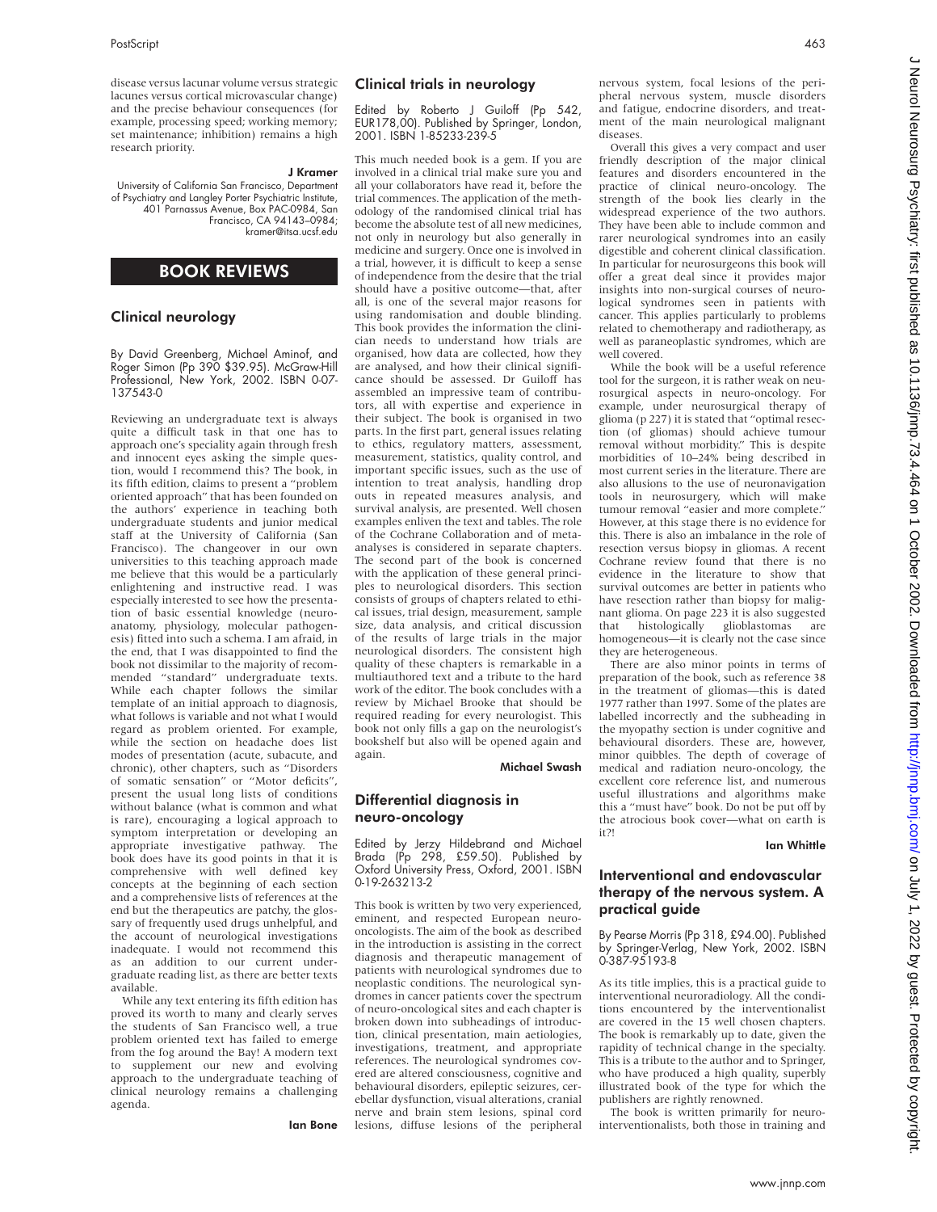disease versus lacunar volume versus strategic lacunes versus cortical microvascular change) and the precise behaviour consequences (for example, processing speed; working memory; set maintenance; inhibition) remains a high research priority.

**J Kramer**

University of California San Francisco, Department of Psychiatry and Langley Porter Psychiatric Institute, 401 Parnassus Avenue, Box PAC-0984, San Francisco, CA 94143–0984; kramer@itsa.ucsf.edu

# BOOK REVIEWS

## Clinical neurology

By David Greenberg, Michael Aminof, and Roger Simon (Pp 390 $39.95). McGraw-Hill Professional, New York, 2002. ISBN 0-07-137543-0

Reviewing an undergraduate text is always quite a difficult task in that one has to approach one's speciality again through fresh and innocent eyes asking the simple question, would I recommend this? The book, in its fifth edition, claims to present a "problem oriented approach" that has been founded on the authors' experience in teaching both undergraduate students and junior medical staff at the University of California (San Francisco). The changeover in our own universities to this teaching approach made me believe that this would be a particularly enlightening and instructive read. I was especially interested to see how the presentation of basic essential knowledge (neuroanatomy, physiology, molecular pathogenesis) fitted into such a schema. I am afraid, in the end, that I was disappointed to find the book not dissimilar to the majority of recommended "standard" undergraduate texts. While each chapter follows the similar template of an initial approach to diagnosis, what follows is variable and not what I would regard as problem oriented. For example, while the section on headache does list modes of presentation (acute, subacute, and chronic), other chapters, such as "Disorders of somatic sensation" or "Motor deficits", present the usual long lists of conditions without balance (what is common and what is rare), encouraging a logical approach to symptom interpretation or developing an appropriate investigative pathway. The book does have its good points in that it is comprehensive with well defined key concepts at the beginning of each section and a comprehensive lists of references at the end but the therapeutics are patchy, the glossary of frequently used drugs unhelpful, and the account of neurological investigations inadequate. I would not recommend this as an addition to our current undergraduate reading list, as there are better texts available.

While any text entering its fifth edition has proved its worth to many and clearly serves the students of San Francisco well, a true problem oriented text has failed to emerge from the fog around the Bay! A modern text to supplement our new and evolving approach to the undergraduate teaching of clinical neurology remains a challenging agenda.

**Ian Bone**

## Clinical trials in neurology

Edited by Roberto J Guiloff (Pp 542, EUR178,00). Published by Springer, London, 2001. ISBN 1-85233-239-5

This much needed book is a gem. If you are involved in a clinical trial make sure you and all your collaborators have read it, before the trial commences. The application of the methodology of the randomised clinical trial has become the absolute test of all new medicines, not only in neurology but also generally in medicine and surgery. Once one is involved in a trial, however, it is difficult to keep a sense of independence from the desire that the trial should have a positive outcome—that, after all, is one of the several major reasons for using randomisation and double blinding. This book provides the information the clinician needs to understand how trials are organised, how data are collected, how they are analysed, and how their clinical significance should be assessed. Dr Guiloff has assembled an impressive team of contributors, all with expertise and experience in their subject. The book is organised in two parts. In the first part, general issues relating to ethics, regulatory matters, assessment, measurement, statistics, quality control, and important specific issues, such as the use of intention to treat analysis, handling drop outs in repeated measures analysis, and survival analysis, are presented. Well chosen examples enliven the text and tables. The role of the Cochrane Collaboration and of meta-analyses is considered in separate chapters. The second part of the book is concerned with the application of these general principles to neurological disorders. This section consists of groups of chapters related to ethical issues, trial design, measurement, sample size, data analysis, and critical discussion of the results of large trials in the major neurological disorders. The consistent high quality of these chapters is remarkable in a multiauthored text and a tribute to the hard work of the editor. The book concludes with a review by Michael Brooke that should be required reading for every neurologist. This book not only fills a gap on the neurologist's bookshelf but also will be opened again and again.

**Michael Swash**

## Differential diagnosis in neuro-oncology

Edited by Jerzy Hildebrand and Michael Brada (Pp 298, £59.50). Published by Oxford University Press, Oxford, 2001. ISBN 0-19-263213-2

This book is written by two very experienced, eminent, and respected European neuro-oncologists. The aim of the book as described in the introduction is assisting in the correct diagnosis and therapeutic management of patients with neurological syndromes due to neoplastic conditions. The neurological syndromes in cancer patients cover the spectrum of neuro-oncological sites and each chapter is broken down into subheadings of introduction, clinical presentation, main aetiologies, investigations, treatment, and appropriate references. The neurological syndromes covered are altered consciousness, cognitive and behavioural disorders, epileptic seizures, cerebellar dysfunction, visual alterations, cranial nerve and brain stem lesions, spinal cord lesions, diffuse lesions of the peripheral nervous system, focal lesions of the peripheral nervous system, muscle disorders and fatigue, endocrine disorders, and treatment of the main neurological malignant diseases.

Overall this gives a very compact and user friendly description of the major clinical features and disorders encountered in the practice of clinical neuro-oncology. The strength of the book lies clearly in the widespread experience of the two authors. They have been able to include common and rarer neurological syndromes into an easily digestible and coherent clinical classification. In particular for neurosurgeons this book will offer a great deal since it provides major insights into non-surgical courses of neurological syndromes seen in patients with cancer. This applies particularly to problems related to chemotherapy and radiotherapy, as well as paraneoplastic syndromes, which are well covered.

While the book will be a useful reference tool for the surgeon, it is rather weak on neurosurgical aspects in neuro-oncology. For example, under neurosurgical therapy of glioma (p 227) it is stated that "optimal resection (of gliomas) should achieve tumour removal without morbidity." This is despite morbidities of 10–24% being described in most current series in the literature. There are also allusions to the use of neuronavigation tools in neurosurgery, which will make tumour removal "easier and more complete." However, at this stage there is no evidence for this. There is also an imbalance in the role of resection versus biopsy in gliomas. A recent Cochrane review found that there is no evidence in the literature to show that survival outcomes are better in patients who have resection rather than biopsy for malignant glioma. On page 223 it is also suggested that histologically glioblastomas are homogeneous—it is clearly not the case since they are heterogeneous.

There are also minor points in terms of preparation of the book, such as reference 38 in the treatment of gliomas—this is dated 1977 rather than 1997. Some of the plates are labelled incorrectly and the subheading in the myopathy section is under cognitive and behavioural disorders. These are, however, minor quibbles. The depth of coverage of medical and radiation neuro-oncology, the excellent core reference list, and numerous useful illustrations and algorithms make this a "must have" book. Do not be put off by the atrocious book cover—what on earth is it?!

**Ian Whittle**

## Interventional and endovascular therapy of the nervous system. A practical guide

By Pearse Morris (Pp 318, £94.00). Published by Springer-Verlag, New York, 2002. ISBN 0-387-95193-8

As its title implies, this is a practical guide to interventional neuroradiology. All the conditions encountered by the interventionalist are covered in the 15 well chosen chapters. The book is remarkably up to date, given the rapidity of technical change in the specialty. This is a tribute to the author and to Springer, who have produced a high quality, superbly illustrated book of the type for which the publishers are rightly renowned.

The book is written primarily for neurointerventionalists, both those in training and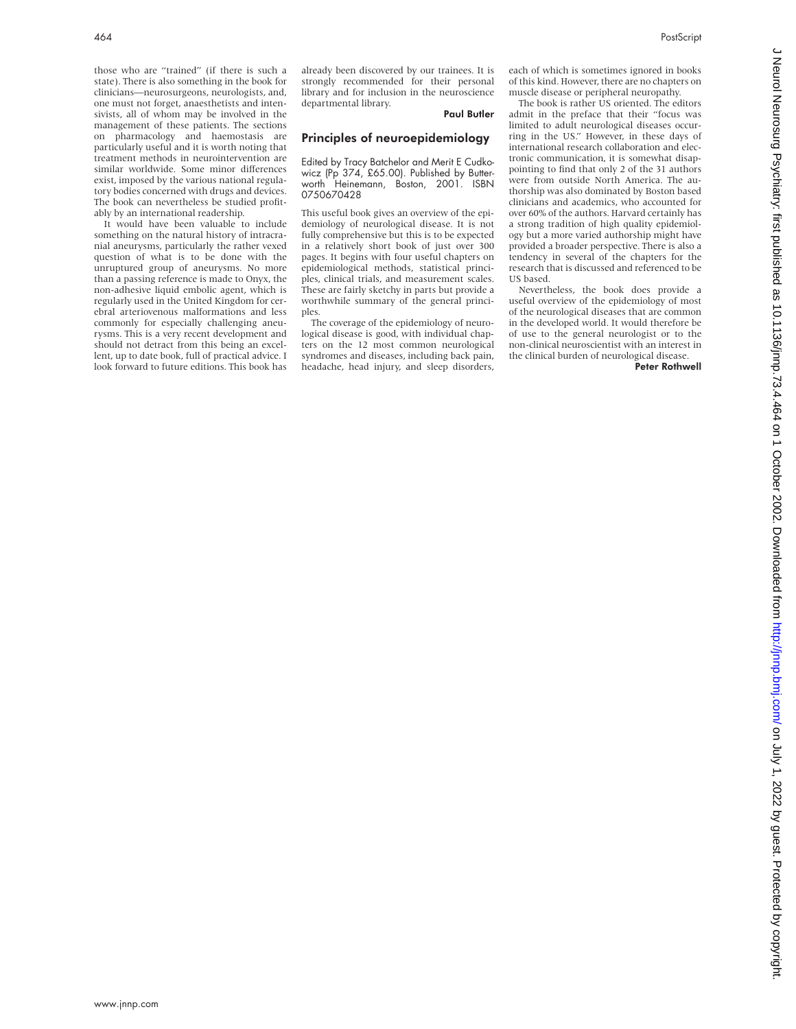those who are "trained" (if there is such a state). There is also something in the book for clinicians—neurosurgeons, neurologists, and, one must not forget, anaesthetists and intensivists, all of whom may be involved in the management of these patients. The sections on pharmacology and haemostasis are particularly useful and it is worth noting that treatment methods in neurointervention are similar worldwide. Some minor differences exist, imposed by the various national regulatory bodies concerned with drugs and devices. The book can nevertheless be studied profitably by an international readership.

It would have been valuable to include something on the natural history of intracranial aneurysms, particularly the rather vexed question of what is to be done with the unruptured group of aneurysms. No more than a passing reference is made to Onyx, the non-adhesive liquid embolic agent, which is regularly used in the United Kingdom for cerebral arteriovenous malformations and less commonly for especially challenging aneurysms. This is a very recent development and should not detract from this being an excellent, up to date book, full of practical advice. I look forward to future editions. This book has already been discovered by our trainees. It is strongly recommended for their personal library and for inclusion in the neuroscience departmental library.

**Paul Butler**

## Principles of neuroepidemiology

Edited by Tracy Batchelor and Merit E Cudkowicz (Pp 374, £65.00). Published by Butterworth Heinemann, Boston, 2001. ISBN 0750670428

This useful book gives an overview of the epidemiology of neurological disease. It is not fully comprehensive but this is to be expected in a relatively short book of just over 300 pages. It begins with four useful chapters on epidemiological methods, statistical principles, clinical trials, and measurement scales. These are fairly sketchy in parts but provide a worthwhile summary of the general principles.

The coverage of the epidemiology of neurological disease is good, with individual chapters on the 12 most common neurological syndromes and diseases, including back pain, headache, head injury, and sleep disorders, each of which is sometimes ignored in books of this kind. However, there are no chapters on muscle disease or peripheral neuropathy.

The book is rather US oriented. The editors admit in the preface that their "focus was limited to adult neurological diseases occurring in the US." However, in these days of international research collaboration and electronic communication, it is somewhat disappointing to find that only 2 of the 31 authors were from outside North America. The authorship was also dominated by Boston based clinicians and academics, who accounted for over 60% of the authors. Harvard certainly has a strong tradition of high quality epidemiology but a more varied authorship might have provided a broader perspective. There is also a tendency in several of the chapters for the research that is discussed and referenced to be US based.

Nevertheless, the book does provide a useful overview of the epidemiology of most of the neurological diseases that are common in the developed world. It would therefore be of use to the general neurologist or to the non-clinical neuroscientist with an interest in the clinical burden of neurological disease.

**Peter Rothwell**